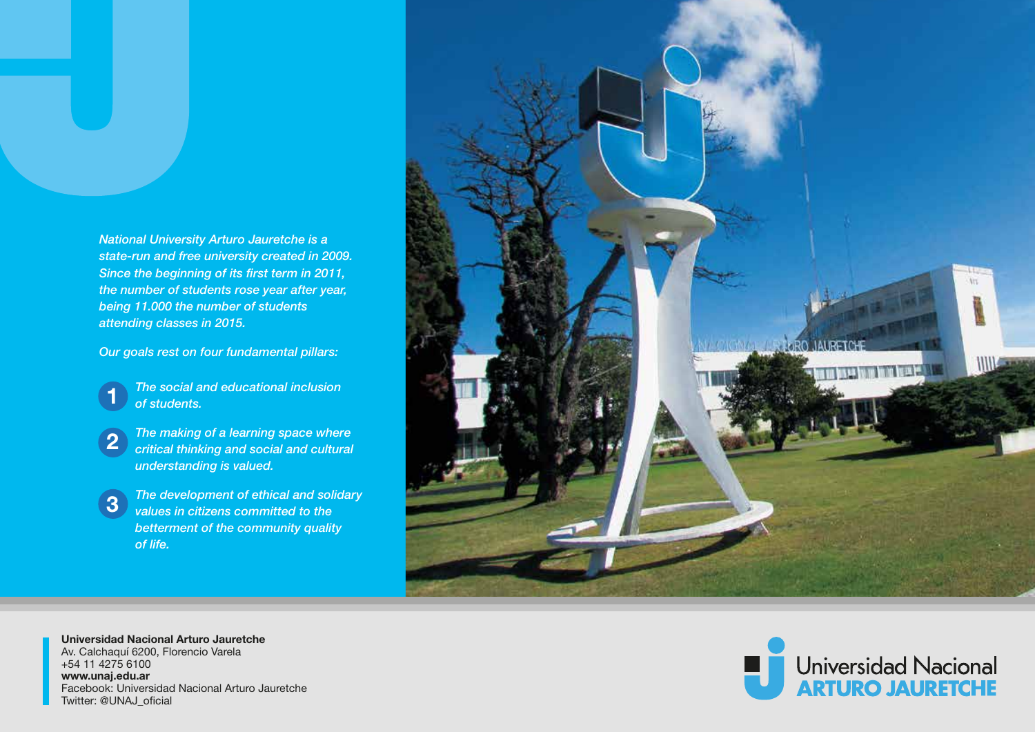*National University Arturo Jauretche is a state-run and free university created in 2009. Since the beginning of its first term in 2011, the number of students rose year after year, being 11.000 the number of students attending classes in 2015.*

*Our goals rest on four fundamental pillars:*

1. *The social and educational inclusion of students.*
2. *The making of a learning space where critical thinking and social and cultural understanding is valued.*
3. *The development of ethical and solidary values in citizens committed to the betterment of the community quality of life.*

**Universidad Nacional Arturo Jauretche**
Av. Calchaquí 6200, Florencio Varela
+54 11 4275 6100
**www.unaj.edu.ar**
Facebook: Universidad Nacional Arturo Jauretche
Twitter: @UNAJ_oficial

Universidad Nacional
**ARTURO JAURETCHE**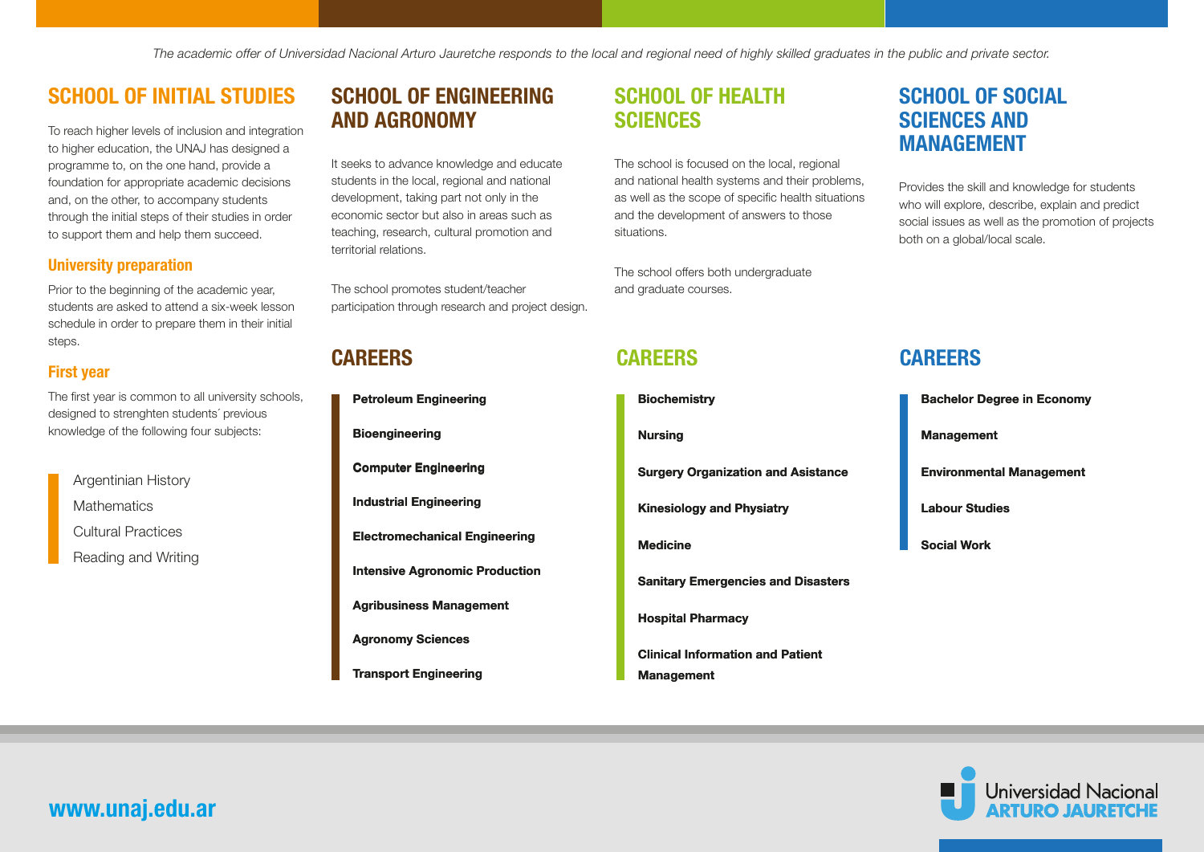*The academic offer of Universidad Nacional Arturo Jauretche responds to the local and regional need of highly skilled graduates in the public and private sector.*

## SCHOOL OF INITIAL STUDIES

To reach higher levels of inclusion and integration to higher education, the UNAJ has designed a programme to, on the one hand, provide a foundation for appropriate academic decisions and, on the other, to accompany students through the initial steps of their studies in order to support them and help them succeed.

### University preparation

Prior to the beginning of the academic year, students are asked to attend a six-week lesson schedule in order to prepare them in their initial steps.

### First year

The first year is common to all university schools, designed to strenghten students´ previous knowledge of the following four subjects:

- Argentinian History
- Mathematics
- Cultural Practices
- Reading and Writing

## SCHOOL OF ENGINEERING AND AGRONOMY

It seeks to advance knowledge and educate students in the local, regional and national development, taking part not only in the economic sector but also in areas such as teaching, research, cultural promotion and territorial relations.

The school promotes student/teacher participation through research and project design.

### CAREERS

- **Petroleum Engineering**
- **Bioengineering**
- **Computer Engineering**
- **Industrial Engineering**
- **Electromechanical Engineering**
- **Intensive Agronomic Production**
- **Agribusiness Management**
- **Agronomy Sciences**
- **Transport Engineering**

## SCHOOL OF HEALTH SCIENCES

The school is focused on the local, regional and national health systems and their problems, as well as the scope of specific health situations and the development of answers to those situations.

The school offers both undergraduate and graduate courses.

### CAREERS

- **Biochemistry**
- **Nursing**
- **Surgery Organization and Asistance**
- **Kinesiology and Physiatry**
- **Medicine**
- **Sanitary Emergencies and Disasters**
- **Hospital Pharmacy**
- **Clinical Information and Patient Management**

## SCHOOL OF SOCIAL SCIENCES AND MANAGEMENT

Provides the skill and knowledge for students who will explore, describe, explain and predict social issues as well as the promotion of projects both on a global/local scale.

### CAREERS

- **Bachelor Degree in Economy**
- **Management**
- **Environmental Management**
- **Labour Studies**
- **Social Work**

**www.unaj.edu.ar**

Universidad Nacional ARTURO JAURETCHE